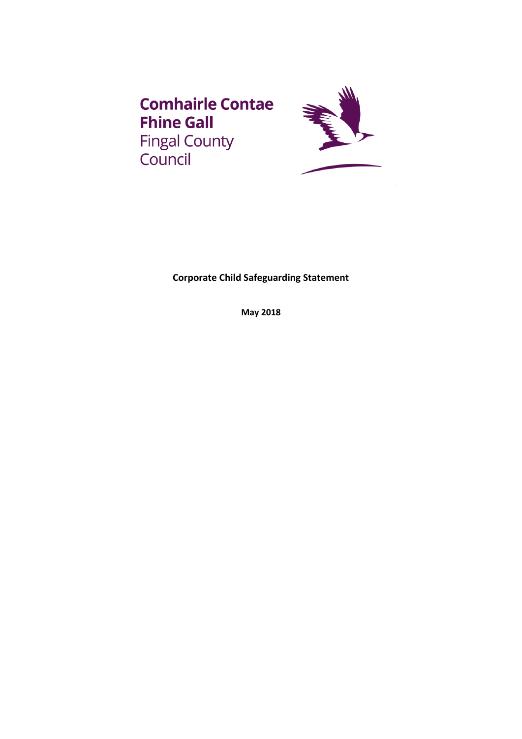**Comhairle Contae Fhine Gall**
Fingal County Council

**Corporate Child Safeguarding Statement**

**May 2018**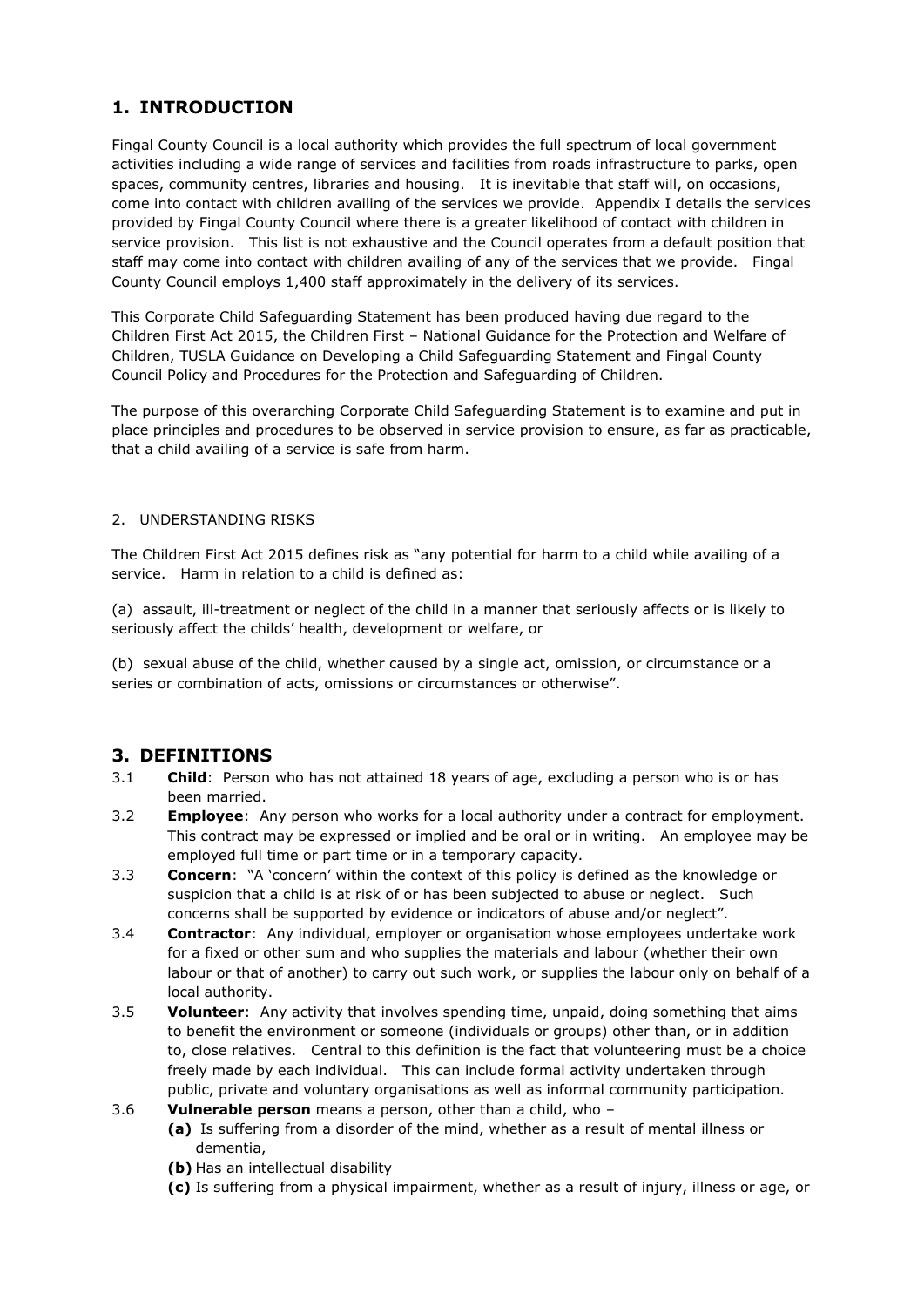## 1. INTRODUCTION

Fingal County Council is a local authority which provides the full spectrum of local government activities including a wide range of services and facilities from roads infrastructure to parks, open spaces, community centres, libraries and housing. It is inevitable that staff will, on occasions, come into contact with children availing of the services we provide. Appendix I details the services provided by Fingal County Council where there is a greater likelihood of contact with children in service provision. This list is not exhaustive and the Council operates from a default position that staff may come into contact with children availing of any of the services that we provide. Fingal County Council employs 1,400 staff approximately in the delivery of its services.

This Corporate Child Safeguarding Statement has been produced having due regard to the Children First Act 2015, the Children First – National Guidance for the Protection and Welfare of Children, TUSLA Guidance on Developing a Child Safeguarding Statement and Fingal County Council Policy and Procedures for the Protection and Safeguarding of Children.

The purpose of this overarching Corporate Child Safeguarding Statement is to examine and put in place principles and procedures to be observed in service provision to ensure, as far as practicable, that a child availing of a service is safe from harm.

2. UNDERSTANDING RISKS

The Children First Act 2015 defines risk as "any potential for harm to a child while availing of a service. Harm in relation to a child is defined as:

(a) assault, ill-treatment or neglect of the child in a manner that seriously affects or is likely to seriously affect the childs' health, development or welfare, or

(b) sexual abuse of the child, whether caused by a single act, omission, or circumstance or a series or combination of acts, omissions or circumstances or otherwise".

## 3. DEFINITIONS

3.1 **Child**: Person who has not attained 18 years of age, excluding a person who is or has been married.

3.2 **Employee**: Any person who works for a local authority under a contract for employment. This contract may be expressed or implied and be oral or in writing. An employee may be employed full time or part time or in a temporary capacity.

3.3 **Concern**: "A 'concern' within the context of this policy is defined as the knowledge or suspicion that a child is at risk of or has been subjected to abuse or neglect. Such concerns shall be supported by evidence or indicators of abuse and/or neglect".

3.4 **Contractor**: Any individual, employer or organisation whose employees undertake work for a fixed or other sum and who supplies the materials and labour (whether their own labour or that of another) to carry out such work, or supplies the labour only on behalf of a local authority.

3.5 **Volunteer**: Any activity that involves spending time, unpaid, doing something that aims to benefit the environment or someone (individuals or groups) other than, or in addition to, close relatives. Central to this definition is the fact that volunteering must be a choice freely made by each individual. This can include formal activity undertaken through public, private and voluntary organisations as well as informal community participation.

3.6 **Vulnerable person** means a person, other than a child, who –

**(a)** Is suffering from a disorder of the mind, whether as a result of mental illness or dementia,

**(b)** Has an intellectual disability

**(c)** Is suffering from a physical impairment, whether as a result of injury, illness or age, or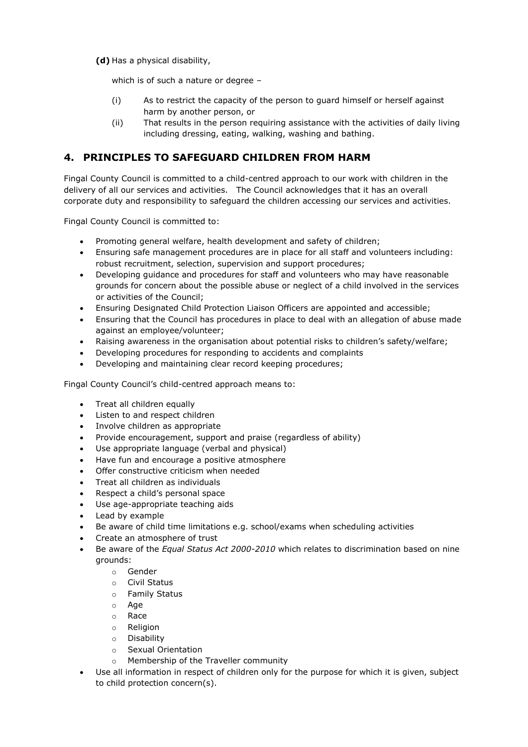**(d)** Has a physical disability,

which is of such a nature or degree –

(i) As to restrict the capacity of the person to guard himself or herself against harm by another person, or

(ii) That results in the person requiring assistance with the activities of daily living including dressing, eating, walking, washing and bathing.

## 4. PRINCIPLES TO SAFEGUARD CHILDREN FROM HARM

Fingal County Council is committed to a child-centred approach to our work with children in the delivery of all our services and activities. The Council acknowledges that it has an overall corporate duty and responsibility to safeguard the children accessing our services and activities.

Fingal County Council is committed to:

- Promoting general welfare, health development and safety of children;
- Ensuring safe management procedures are in place for all staff and volunteers including: robust recruitment, selection, supervision and support procedures;
- Developing guidance and procedures for staff and volunteers who may have reasonable grounds for concern about the possible abuse or neglect of a child involved in the services or activities of the Council;
- Ensuring Designated Child Protection Liaison Officers are appointed and accessible;
- Ensuring that the Council has procedures in place to deal with an allegation of abuse made against an employee/volunteer;
- Raising awareness in the organisation about potential risks to children's safety/welfare;
- Developing procedures for responding to accidents and complaints
- Developing and maintaining clear record keeping procedures;

Fingal County Council's child-centred approach means to:

- Treat all children equally
- Listen to and respect children
- Involve children as appropriate
- Provide encouragement, support and praise (regardless of ability)
- Use appropriate language (verbal and physical)
- Have fun and encourage a positive atmosphere
- Offer constructive criticism when needed
- Treat all children as individuals
- Respect a child's personal space
- Use age-appropriate teaching aids
- Lead by example
- Be aware of child time limitations e.g. school/exams when scheduling activities
- Create an atmosphere of trust
- Be aware of the *Equal Status Act 2000-2010* which relates to discrimination based on nine grounds:
  - Gender
  - Civil Status
  - Family Status
  - Age
  - Race
  - Religion
  - Disability
  - Sexual Orientation
  - Membership of the Traveller community
- Use all information in respect of children only for the purpose for which it is given, subject to child protection concern(s).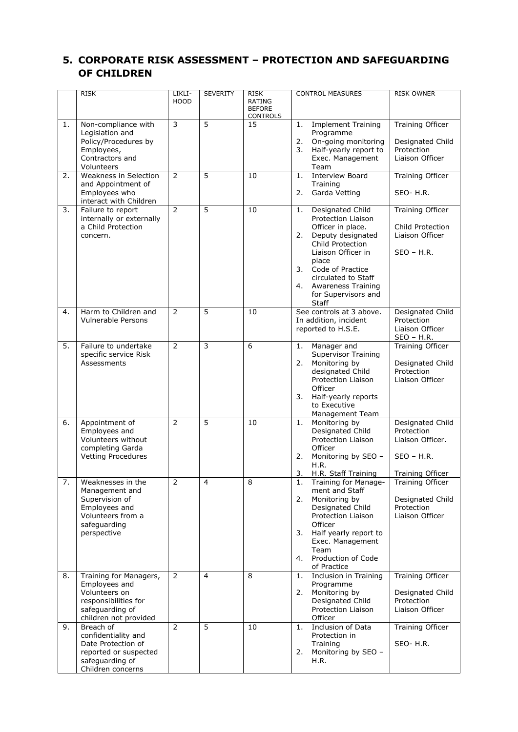## 5. CORPORATE RISK ASSESSMENT – PROTECTION AND SAFEGUARDING OF CHILDREN

| | RISK | LIKLI-HOOD | SEVERITY | RISK RATING BEFORE CONTROLS | CONTROL MEASURES | RISK OWNER |
|---|---|---|---|---|---|---|
| 1. | Non-compliance with Legislation and Policy/Procedures by Employees, Contractors and Volunteers | 3 | 5 | 15 | 1. Implement Training Programme<br>2. On-going monitoring<br>3. Half-yearly report to Exec. Management Team | Training Officer<br><br>Designated Child Protection Liaison Officer |
| 2. | Weakness in Selection and Appointment of Employees who interact with Children | 2 | 5 | 10 | 1. Interview Board Training<br>2. Garda Vetting | Training Officer<br><br>SEO- H.R. |
| 3. | Failure to report internally or externally a Child Protection concern. | 2 | 5 | 10 | 1. Designated Child Protection Liaison Officer in place.<br>2. Deputy designated Child Protection Liaison Officer in place<br>3. Code of Practice circulated to Staff<br>4. Awareness Training for Supervisors and Staff | Training Officer<br><br>Child Protection Liaison Officer<br><br>SEO – H.R. |
| 4. | Harm to Children and Vulnerable Persons | 2 | 5 | 10 | See controls at 3 above. In addition, incident reported to H.S.E. | Designated Child Protection Liaison Officer<br>SEO – H.R. |
| 5. | Failure to undertake specific service Risk Assessments | 2 | 3 | 6 | 1. Manager and Supervisor Training<br>2. Monitoring by designated Child Protection Liaison Officer<br>3. Half-yearly reports to Executive Management Team | Training Officer<br><br>Designated Child Protection Liaison Officer |
| 6. | Appointment of Employees and Volunteers without completing Garda Vetting Procedures | 2 | 5 | 10 | 1. Monitoring by Designated Child Protection Liaison Officer<br>2. Monitoring by SEO – H.R.<br>3. H.R. Staff Training | Designated Child Protection Liaison Officer.<br><br>SEO – H.R.<br><br>Training Officer |
| 7. | Weaknesses in the Management and Supervision of Employees and Volunteers from a safeguarding perspective | 2 | 4 | 8 | 1. Training for Management and Staff<br>2. Monitoring by Designated Child Protection Liaison Officer<br>3. Half yearly report to Exec. Management Team<br>4. Production of Code of Practice | Training Officer<br><br>Designated Child Protection Liaison Officer |
| 8. | Training for Managers, Employees and Volunteers on responsibilities for safeguarding of children not provided | 2 | 4 | 8 | 1. Inclusion in Training Programme<br>2. Monitoring by Designated Child Protection Liaison Officer | Training Officer<br><br>Designated Child Protection Liaison Officer |
| 9. | Breach of confidentiality and Date Protection of reported or suspected safeguarding of Children concerns | 2 | 5 | 10 | 1. Inclusion of Data Protection in Training<br>2. Monitoring by SEO – H.R. | Training Officer<br><br>SEO- H.R. |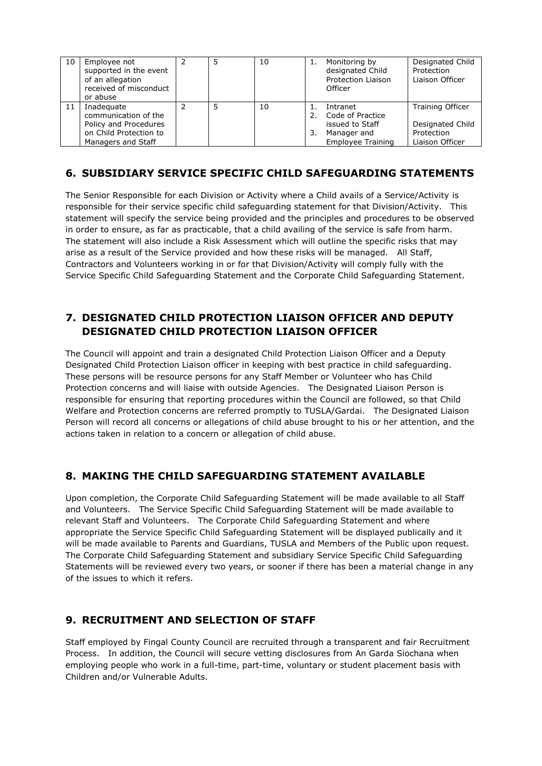| 10 | Employee not supported in the event of an allegation received of misconduct or abuse | 2 | 5 | 10 | 1. Monitoring by designated Child Protection Liaison Officer | Designated Child Protection Liaison Officer |
|---|---|---|---|---|---|---|
| 11 | Inadequate communication of the Policy and Procedures on Child Protection to Managers and Staff | 2 | 5 | 10 | 1. Intranet<br>2. Code of Practice issued to Staff<br>3. Manager and Employee Training | Training Officer<br><br>Designated Child Protection Liaison Officer |

## 6. SUBSIDIARY SERVICE SPECIFIC CHILD SAFEGUARDING STATEMENTS

The Senior Responsible for each Division or Activity where a Child avails of a Service/Activity is responsible for their service specific child safeguarding statement for that Division/Activity. This statement will specify the service being provided and the principles and procedures to be observed in order to ensure, as far as practicable, that a child availing of the service is safe from harm. The statement will also include a Risk Assessment which will outline the specific risks that may arise as a result of the Service provided and how these risks will be managed. All Staff, Contractors and Volunteers working in or for that Division/Activity will comply fully with the Service Specific Child Safeguarding Statement and the Corporate Child Safeguarding Statement.

## 7. DESIGNATED CHILD PROTECTION LIAISON OFFICER AND DEPUTY DESIGNATED CHILD PROTECTION LIAISON OFFICER

The Council will appoint and train a designated Child Protection Liaison Officer and a Deputy Designated Child Protection Liaison officer in keeping with best practice in child safeguarding. These persons will be resource persons for any Staff Member or Volunteer who has Child Protection concerns and will liaise with outside Agencies. The Designated Liaison Person is responsible for ensuring that reporting procedures within the Council are followed, so that Child Welfare and Protection concerns are referred promptly to TUSLA/Gardai. The Designated Liaison Person will record all concerns or allegations of child abuse brought to his or her attention, and the actions taken in relation to a concern or allegation of child abuse.

## 8. MAKING THE CHILD SAFEGUARDING STATEMENT AVAILABLE

Upon completion, the Corporate Child Safeguarding Statement will be made available to all Staff and Volunteers. The Service Specific Child Safeguarding Statement will be made available to relevant Staff and Volunteers. The Corporate Child Safeguarding Statement and where appropriate the Service Specific Child Safeguarding Statement will be displayed publically and it will be made available to Parents and Guardians, TUSLA and Members of the Public upon request. The Corporate Child Safeguarding Statement and subsidiary Service Specific Child Safeguarding Statements will be reviewed every two years, or sooner if there has been a material change in any of the issues to which it refers.

## 9. RECRUITMENT AND SELECTION OF STAFF

Staff employed by Fingal County Council are recruited through a transparent and fair Recruitment Process. In addition, the Council will secure vetting disclosures from An Garda Siochana when employing people who work in a full-time, part-time, voluntary or student placement basis with Children and/or Vulnerable Adults.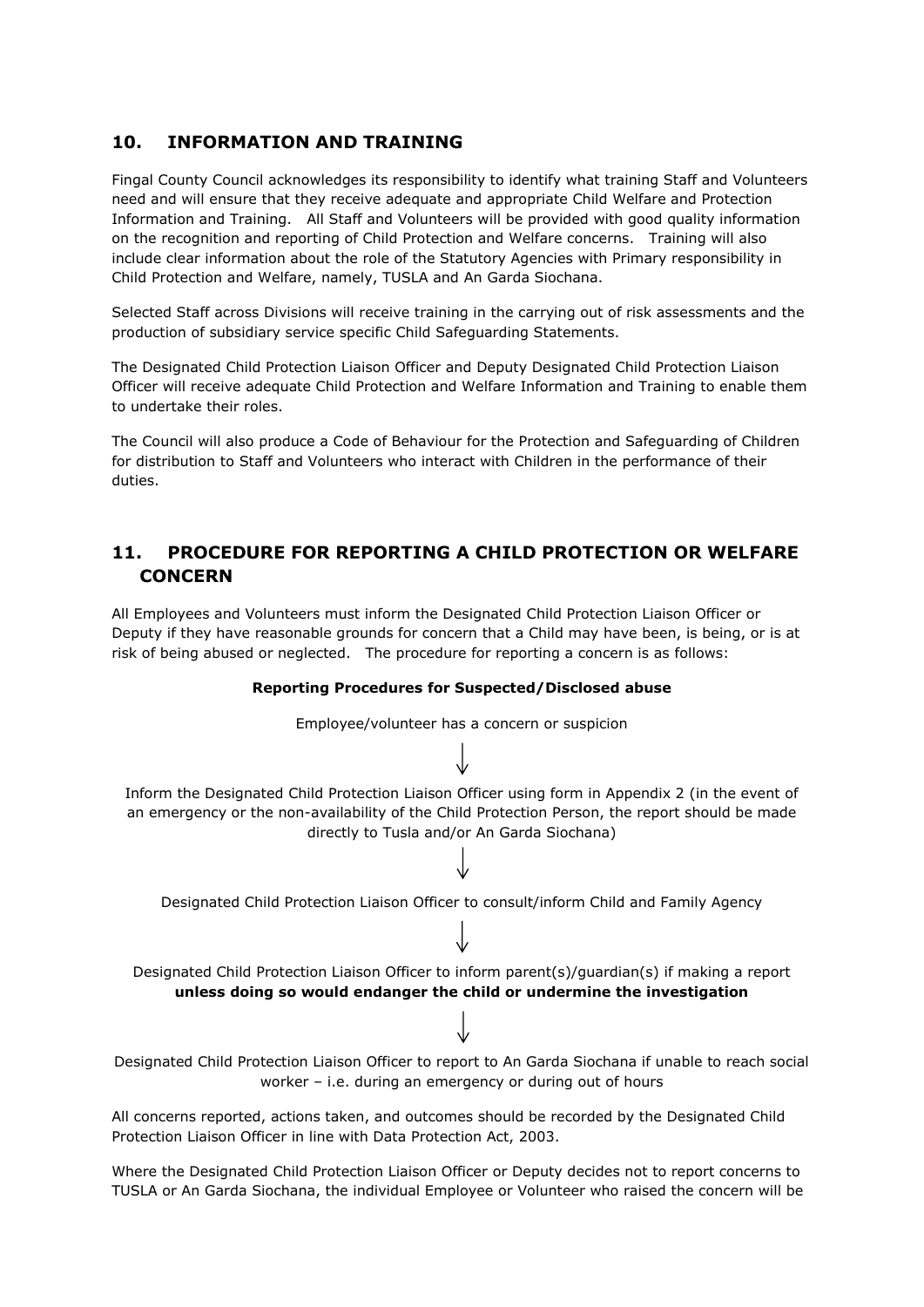## 10. INFORMATION AND TRAINING

Fingal County Council acknowledges its responsibility to identify what training Staff and Volunteers need and will ensure that they receive adequate and appropriate Child Welfare and Protection Information and Training. All Staff and Volunteers will be provided with good quality information on the recognition and reporting of Child Protection and Welfare concerns. Training will also include clear information about the role of the Statutory Agencies with Primary responsibility in Child Protection and Welfare, namely, TUSLA and An Garda Siochana.

Selected Staff across Divisions will receive training in the carrying out of risk assessments and the production of subsidiary service specific Child Safeguarding Statements.

The Designated Child Protection Liaison Officer and Deputy Designated Child Protection Liaison Officer will receive adequate Child Protection and Welfare Information and Training to enable them to undertake their roles.

The Council will also produce a Code of Behaviour for the Protection and Safeguarding of Children for distribution to Staff and Volunteers who interact with Children in the performance of their duties.

## 11. PROCEDURE FOR REPORTING A CHILD PROTECTION OR WELFARE CONCERN

All Employees and Volunteers must inform the Designated Child Protection Liaison Officer or Deputy if they have reasonable grounds for concern that a Child may have been, is being, or is at risk of being abused or neglected. The procedure for reporting a concern is as follows:

**Reporting Procedures for Suspected/Disclosed abuse**

Employee/volunteer has a concern or suspicion

↓

Inform the Designated Child Protection Liaison Officer using form in Appendix 2 (in the event of an emergency or the non-availability of the Child Protection Person, the report should be made directly to Tusla and/or An Garda Siochana)

↓

Designated Child Protection Liaison Officer to consult/inform Child and Family Agency

↓

Designated Child Protection Liaison Officer to inform parent(s)/guardian(s) if making a report **unless doing so would endanger the child or undermine the investigation**

↓

Designated Child Protection Liaison Officer to report to An Garda Siochana if unable to reach social worker – i.e. during an emergency or during out of hours

All concerns reported, actions taken, and outcomes should be recorded by the Designated Child Protection Liaison Officer in line with Data Protection Act, 2003.

Where the Designated Child Protection Liaison Officer or Deputy decides not to report concerns to TUSLA or An Garda Siochana, the individual Employee or Volunteer who raised the concern will be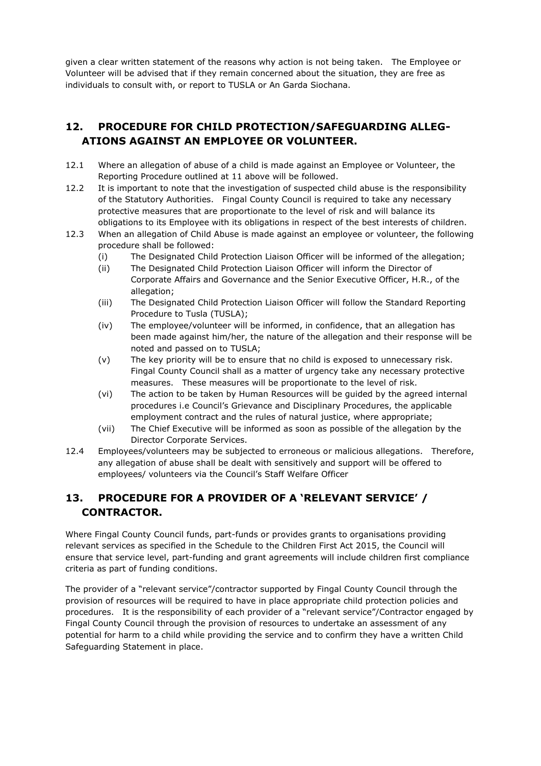given a clear written statement of the reasons why action is not being taken. The Employee or Volunteer will be advised that if they remain concerned about the situation, they are free as individuals to consult with, or report to TUSLA or An Garda Siochana.

## 12. PROCEDURE FOR CHILD PROTECTION/SAFEGUARDING ALLEGATIONS AGAINST AN EMPLOYEE OR VOLUNTEER.

12.1 Where an allegation of abuse of a child is made against an Employee or Volunteer, the Reporting Procedure outlined at 11 above will be followed.

12.2 It is important to note that the investigation of suspected child abuse is the responsibility of the Statutory Authorities. Fingal County Council is required to take any necessary protective measures that are proportionate to the level of risk and will balance its obligations to its Employee with its obligations in respect of the best interests of children.

12.3 When an allegation of Child Abuse is made against an employee or volunteer, the following procedure shall be followed:

- (i) The Designated Child Protection Liaison Officer will be informed of the allegation;
- (ii) The Designated Child Protection Liaison Officer will inform the Director of Corporate Affairs and Governance and the Senior Executive Officer, H.R., of the allegation;
- (iii) The Designated Child Protection Liaison Officer will follow the Standard Reporting Procedure to Tusla (TUSLA);
- (iv) The employee/volunteer will be informed, in confidence, that an allegation has been made against him/her, the nature of the allegation and their response will be noted and passed on to TUSLA;
- (v) The key priority will be to ensure that no child is exposed to unnecessary risk. Fingal County Council shall as a matter of urgency take any necessary protective measures. These measures will be proportionate to the level of risk.
- (vi) The action to be taken by Human Resources will be guided by the agreed internal procedures i.e Council's Grievance and Disciplinary Procedures, the applicable employment contract and the rules of natural justice, where appropriate;
- (vii) The Chief Executive will be informed as soon as possible of the allegation by the Director Corporate Services.

12.4 Employees/volunteers may be subjected to erroneous or malicious allegations. Therefore, any allegation of abuse shall be dealt with sensitively and support will be offered to employees/ volunteers via the Council's Staff Welfare Officer

## 13. PROCEDURE FOR A PROVIDER OF A 'RELEVANT SERVICE' / CONTRACTOR.

Where Fingal County Council funds, part-funds or provides grants to organisations providing relevant services as specified in the Schedule to the Children First Act 2015, the Council will ensure that service level, part-funding and grant agreements will include children first compliance criteria as part of funding conditions.

The provider of a "relevant service"/contractor supported by Fingal County Council through the provision of resources will be required to have in place appropriate child protection policies and procedures. It is the responsibility of each provider of a "relevant service"/Contractor engaged by Fingal County Council through the provision of resources to undertake an assessment of any potential for harm to a child while providing the service and to confirm they have a written Child Safeguarding Statement in place.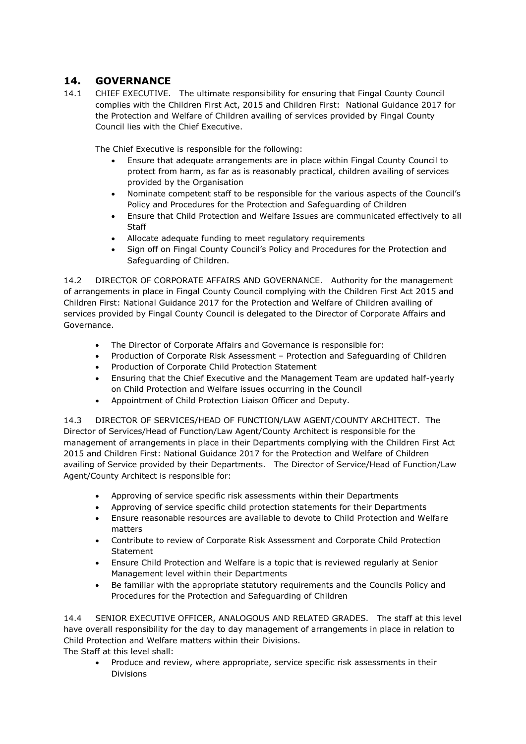## 14. GOVERNANCE

14.1 CHIEF EXECUTIVE. The ultimate responsibility for ensuring that Fingal County Council complies with the Children First Act, 2015 and Children First: National Guidance 2017 for the Protection and Welfare of Children availing of services provided by Fingal County Council lies with the Chief Executive.

The Chief Executive is responsible for the following:

- Ensure that adequate arrangements are in place within Fingal County Council to protect from harm, as far as is reasonably practical, children availing of services provided by the Organisation
- Nominate competent staff to be responsible for the various aspects of the Council's Policy and Procedures for the Protection and Safeguarding of Children
- Ensure that Child Protection and Welfare Issues are communicated effectively to all Staff
- Allocate adequate funding to meet regulatory requirements
- Sign off on Fingal County Council's Policy and Procedures for the Protection and Safeguarding of Children.

14.2 DIRECTOR OF CORPORATE AFFAIRS AND GOVERNANCE. Authority for the management of arrangements in place in Fingal County Council complying with the Children First Act 2015 and Children First: National Guidance 2017 for the Protection and Welfare of Children availing of services provided by Fingal County Council is delegated to the Director of Corporate Affairs and Governance.

- The Director of Corporate Affairs and Governance is responsible for:
- Production of Corporate Risk Assessment – Protection and Safeguarding of Children
- Production of Corporate Child Protection Statement
- Ensuring that the Chief Executive and the Management Team are updated half-yearly on Child Protection and Welfare issues occurring in the Council
- Appointment of Child Protection Liaison Officer and Deputy.

14.3 DIRECTOR OF SERVICES/HEAD OF FUNCTION/LAW AGENT/COUNTY ARCHITECT. The Director of Services/Head of Function/Law Agent/County Architect is responsible for the management of arrangements in place in their Departments complying with the Children First Act 2015 and Children First: National Guidance 2017 for the Protection and Welfare of Children availing of Service provided by their Departments. The Director of Service/Head of Function/Law Agent/County Architect is responsible for:

- Approving of service specific risk assessments within their Departments
- Approving of service specific child protection statements for their Departments
- Ensure reasonable resources are available to devote to Child Protection and Welfare matters
- Contribute to review of Corporate Risk Assessment and Corporate Child Protection Statement
- Ensure Child Protection and Welfare is a topic that is reviewed regularly at Senior Management level within their Departments
- Be familiar with the appropriate statutory requirements and the Councils Policy and Procedures for the Protection and Safeguarding of Children

14.4 SENIOR EXECUTIVE OFFICER, ANALOGOUS AND RELATED GRADES. The staff at this level have overall responsibility for the day to day management of arrangements in place in relation to Child Protection and Welfare matters within their Divisions.
The Staff at this level shall:

- Produce and review, where appropriate, service specific risk assessments in their Divisions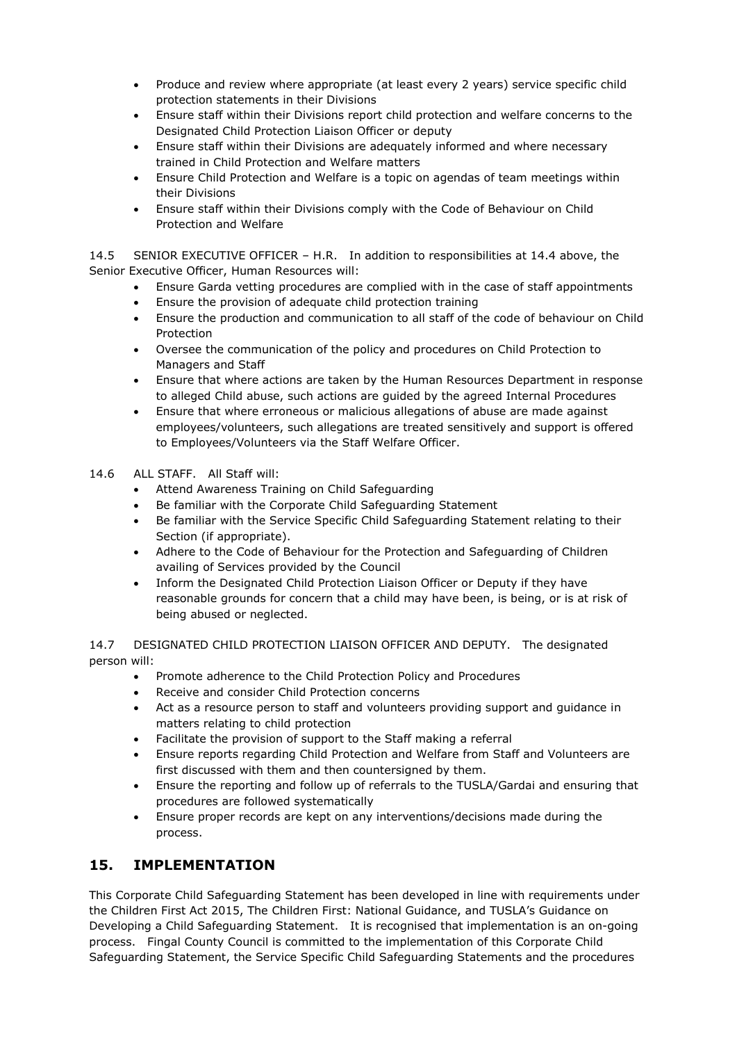- Produce and review where appropriate (at least every 2 years) service specific child protection statements in their Divisions
- Ensure staff within their Divisions report child protection and welfare concerns to the Designated Child Protection Liaison Officer or deputy
- Ensure staff within their Divisions are adequately informed and where necessary trained in Child Protection and Welfare matters
- Ensure Child Protection and Welfare is a topic on agendas of team meetings within their Divisions
- Ensure staff within their Divisions comply with the Code of Behaviour on Child Protection and Welfare

14.5 SENIOR EXECUTIVE OFFICER – H.R. In addition to responsibilities at 14.4 above, the Senior Executive Officer, Human Resources will:

- Ensure Garda vetting procedures are complied with in the case of staff appointments
- Ensure the provision of adequate child protection training
- Ensure the production and communication to all staff of the code of behaviour on Child Protection
- Oversee the communication of the policy and procedures on Child Protection to Managers and Staff
- Ensure that where actions are taken by the Human Resources Department in response to alleged Child abuse, such actions are guided by the agreed Internal Procedures
- Ensure that where erroneous or malicious allegations of abuse are made against employees/volunteers, such allegations are treated sensitively and support is offered to Employees/Volunteers via the Staff Welfare Officer.

14.6 ALL STAFF. All Staff will:

- Attend Awareness Training on Child Safeguarding
- Be familiar with the Corporate Child Safeguarding Statement
- Be familiar with the Service Specific Child Safeguarding Statement relating to their Section (if appropriate).
- Adhere to the Code of Behaviour for the Protection and Safeguarding of Children availing of Services provided by the Council
- Inform the Designated Child Protection Liaison Officer or Deputy if they have reasonable grounds for concern that a child may have been, is being, or is at risk of being abused or neglected.

14.7 DESIGNATED CHILD PROTECTION LIAISON OFFICER AND DEPUTY. The designated person will:

- Promote adherence to the Child Protection Policy and Procedures
- Receive and consider Child Protection concerns
- Act as a resource person to staff and volunteers providing support and guidance in matters relating to child protection
- Facilitate the provision of support to the Staff making a referral
- Ensure reports regarding Child Protection and Welfare from Staff and Volunteers are first discussed with them and then countersigned by them.
- Ensure the reporting and follow up of referrals to the TUSLA/Gardai and ensuring that procedures are followed systematically
- Ensure proper records are kept on any interventions/decisions made during the process.

## 15. IMPLEMENTATION

This Corporate Child Safeguarding Statement has been developed in line with requirements under the Children First Act 2015, The Children First: National Guidance, and TUSLA's Guidance on Developing a Child Safeguarding Statement. It is recognised that implementation is an on-going process. Fingal County Council is committed to the implementation of this Corporate Child Safeguarding Statement, the Service Specific Child Safeguarding Statements and the procedures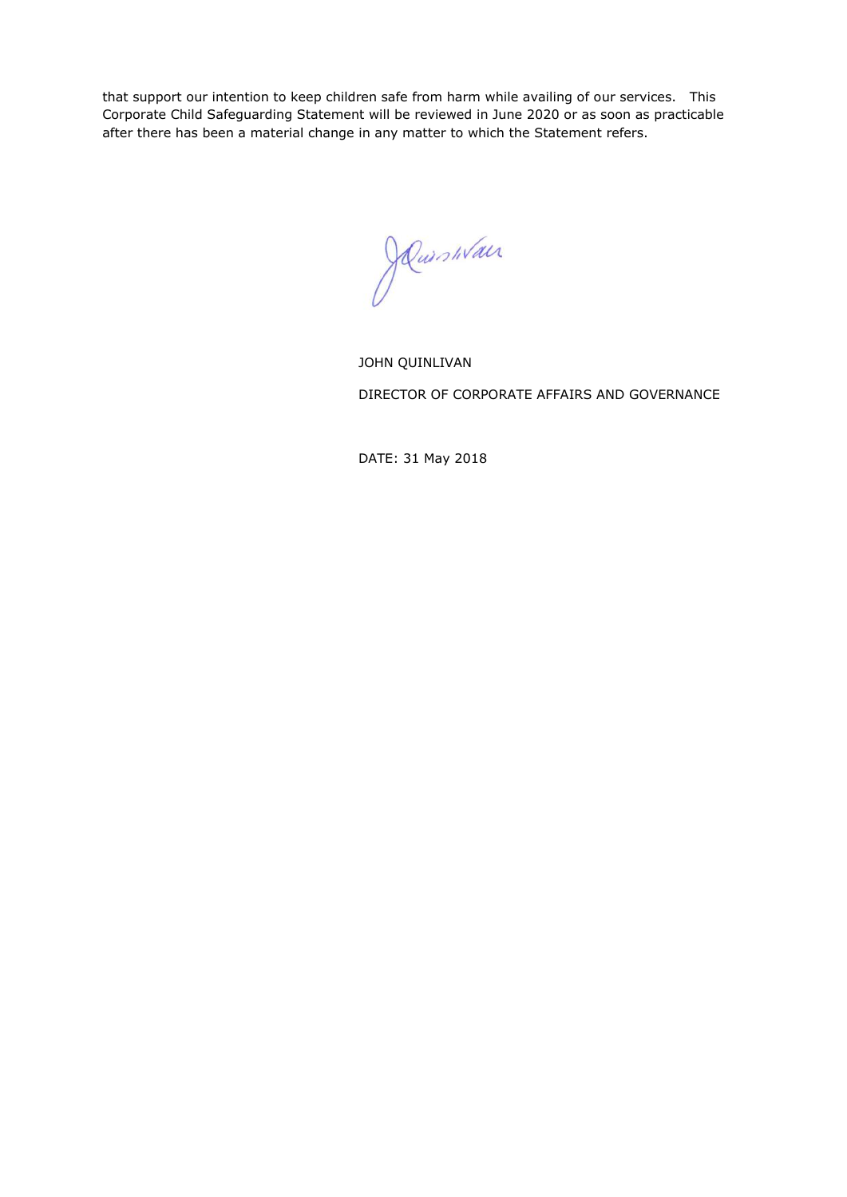that support our intention to keep children safe from harm while availing of our services. This Corporate Child Safeguarding Statement will be reviewed in June 2020 or as soon as practicable after there has been a material change in any matter to which the Statement refers.

JOHN QUINLIVAN

DIRECTOR OF CORPORATE AFFAIRS AND GOVERNANCE

DATE: 31 May 2018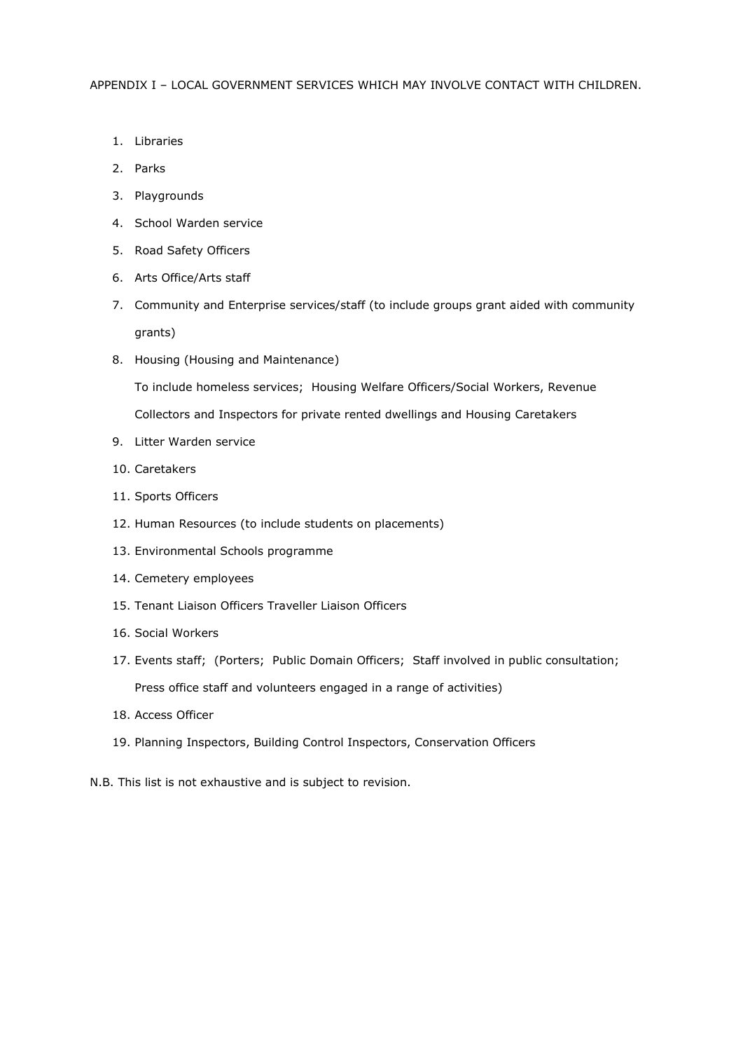APPENDIX I – LOCAL GOVERNMENT SERVICES WHICH MAY INVOLVE CONTACT WITH CHILDREN.

1. Libraries
2. Parks
3. Playgrounds
4. School Warden service
5. Road Safety Officers
6. Arts Office/Arts staff
7. Community and Enterprise services/staff (to include groups grant aided with community grants)
8. Housing (Housing and Maintenance)

   To include homeless services; Housing Welfare Officers/Social Workers, Revenue Collectors and Inspectors for private rented dwellings and Housing Caretakers
9. Litter Warden service
10. Caretakers
11. Sports Officers
12. Human Resources (to include students on placements)
13. Environmental Schools programme
14. Cemetery employees
15. Tenant Liaison Officers Traveller Liaison Officers
16. Social Workers
17. Events staff; (Porters; Public Domain Officers; Staff involved in public consultation; Press office staff and volunteers engaged in a range of activities)
18. Access Officer
19. Planning Inspectors, Building Control Inspectors, Conservation Officers

N.B. This list is not exhaustive and is subject to revision.